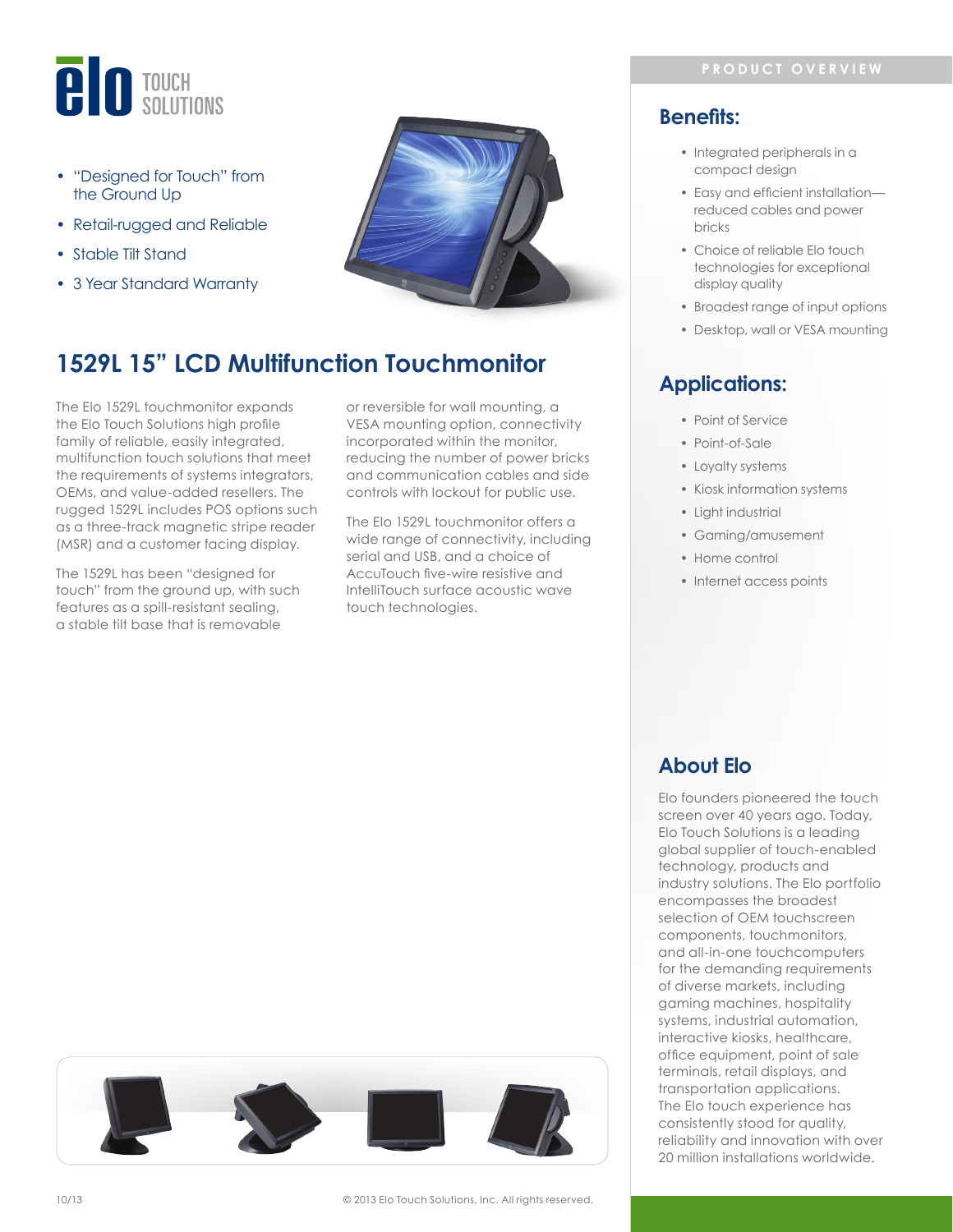- "Designed for Touch" from the Ground Up
- Retail-rugged and Reliable
- Stable Tilt Stand
- 3 Year Standard Warranty

# 1529L 15" LCD Multifunction Touchmonitor

The Elo 1529L touchmonitor expands the Elo Touch Solutions high profile family of reliable, easily integrated, multifunction touch solutions that meet the requirements of systems integrators, OEMs, and value-added resellers. The rugged 1529L includes POS options such as a three-track magnetic stripe reader (MSR) and a customer facing display.

The 1529L has been "designed for touch" from the ground up, with such features as a spill-resistant sealing, a stable tilt base that is removable or reversible for wall mounting, a VESA mounting option, connectivity incorporated within the monitor, reducing the number of power bricks and communication cables and side controls with lockout for public use.

The Elo 1529L touchmonitor offers a wide range of connectivity, including serial and USB, and a choice of AccuTouch five-wire resistive and IntelliTouch surface acoustic wave touch technologies.

PRODUCT OVERVIEW

## Benefits:

- Integrated peripherals in a compact design
- Easy and efficient installation—reduced cables and power bricks
- Choice of reliable Elo touch technologies for exceptional display quality
- Broadest range of input options
- Desktop, wall or VESA mounting

## Applications:

- Point of Service
- Point-of-Sale
- Loyalty systems
- Kiosk information systems
- Light industrial
- Gaming/amusement
- Home control
- Internet access points

## About Elo

Elo founders pioneered the touch screen over 40 years ago. Today, Elo Touch Solutions is a leading global supplier of touch-enabled technology, products and industry solutions. The Elo portfolio encompasses the broadest selection of OEM touchscreen components, touchmonitors, and all-in-one touchcomputers for the demanding requirements of diverse markets, including gaming machines, hospitality systems, industrial automation, interactive kiosks, healthcare, office equipment, point of sale terminals, retail displays, and transportation applications. The Elo touch experience has consistently stood for quality, reliability and innovation with over 20 million installations worldwide.

10/13

© 2013 Elo Touch Solutions, Inc. All rights reserved.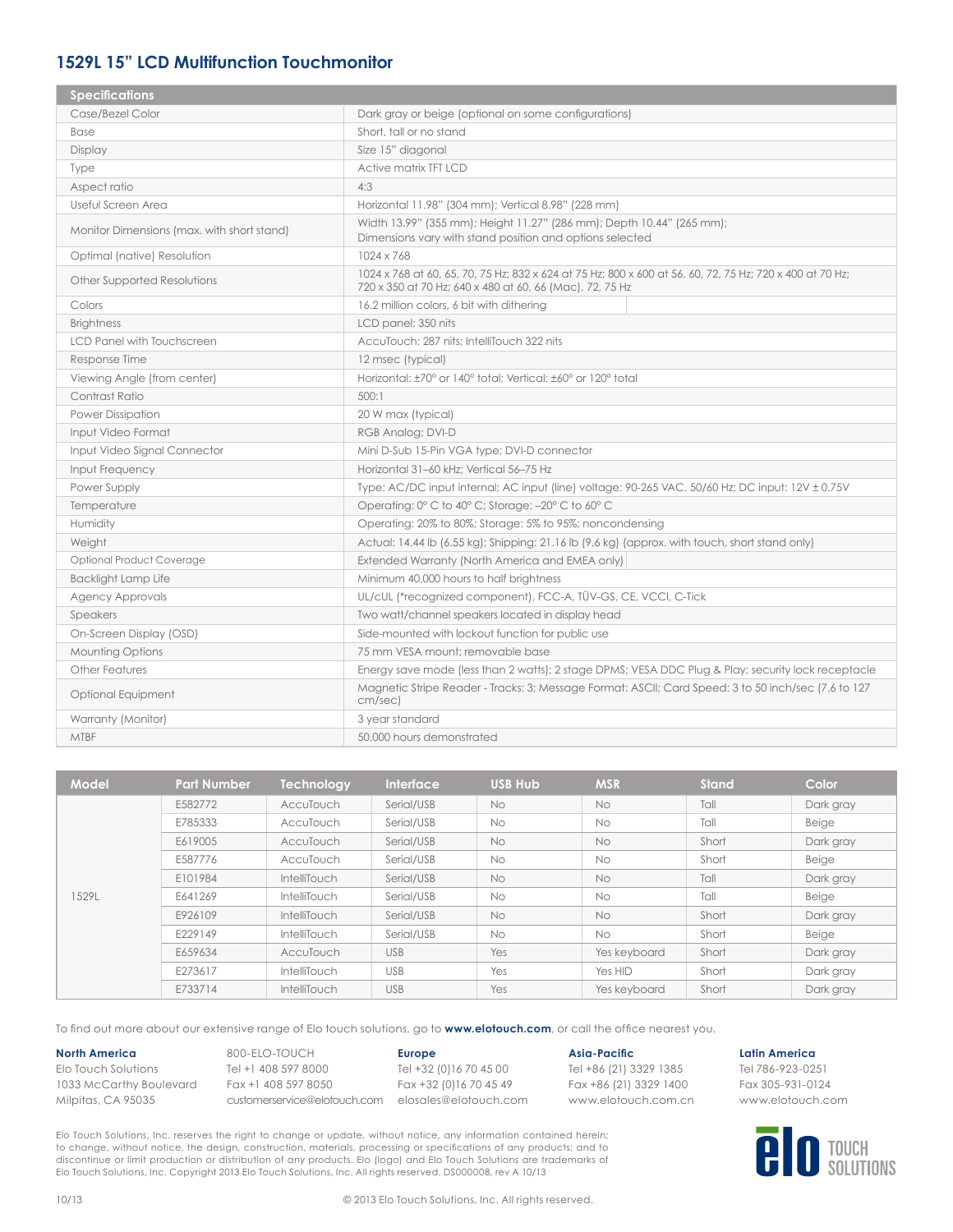## 1529L 15" LCD Multifunction Touchmonitor

| Specifications | |
|---|---|
| Case/Bezel Color | Dark gray or beige (optional on some configurations) |
| Base | Short, tall or no stand |
| Display | Size 15" diagonal |
| Type | Active matrix TFT LCD |
| Aspect ratio | 4:3 |
| Useful Screen Area | Horizontal 11.98" (304 mm); Vertical 8.98" (228 mm) |
| Monitor Dimensions (max. with short stand) | Width 13.99" (355 mm); Height 11.27" (286 mm); Depth 10.44" (265 mm); Dimensions vary with stand position and options selected |
| Optimal (native) Resolution | 1024 x 768 |
| Other Supported Resolutions | 1024 x 768 at 60, 65, 70, 75 Hz; 832 x 624 at 75 Hz; 800 x 600 at 56, 60, 72, 75 Hz; 720 x 400 at 70 Hz; 720 x 350 at 70 Hz; 640 x 480 at 60, 66 (Mac), 72, 75 Hz |
| Colors | 16.2 million colors, 6 bit with dithering |
| Brightness | LCD panel: 350 nits |
| LCD Panel with Touchscreen | AccuTouch: 287 nits; IntelliTouch 322 nits |
| Response Time | 12 msec (typical) |
| Viewing Angle (from center) | Horizontal: ±70° or 140° total; Vertical: ±60° or 120° total |
| Contrast Ratio | 500:1 |
| Power Dissipation | 20 W max (typical) |
| Input Video Format | RGB Analog; DVI-D |
| Input Video Signal Connector | Mini D-Sub 15-Pin VGA type; DVI-D connector |
| Input Frequency | Horizontal 31–60 kHz; Vertical 56–75 Hz |
| Power Supply | Type: AC/DC input internal; AC input (line) voltage: 90-265 VAC, 50/60 Hz; DC input: 12V ± 0.75V |
| Temperature | Operating: 0° C to 40° C; Storage: –20° C to 60° C |
| Humidity | Operating: 20% to 80%; Storage: 5% to 95%; noncondensing |
| Weight | Actual: 14.44 lb (6.55 kg); Shipping: 21.16 lb (9.6 kg) (approx. with touch, short stand only) |
| Optional Product Coverage | Extended Warranty (North America and EMEA only) |
| Backlight Lamp Life | Minimum 40,000 hours to half brightness |
| Agency Approvals | UL/cUL (*recognized component), FCC-A, TÜV-GS, CE, VCCI, C-Tick |
| Speakers | Two watt/channel speakers located in display head |
| On-Screen Display (OSD) | Side-mounted with lockout function for public use |
| Mounting Options | 75 mm VESA mount; removable base |
| Other Features | Energy save mode (less than 2 watts); 2 stage DPMS; VESA DDC Plug & Play; security lock receptacle |
| Optional Equipment | Magnetic Stripe Reader - Tracks: 3; Message Format: ASCII; Card Speed: 3 to 50 inch/sec (7.6 to 127 cm/sec) |
| Warranty (Monitor) | 3 year standard |
| MTBF | 50,000 hours demonstrated |

| Model | Part Number | Technology | Interface | USB Hub | MSR | Stand | Color |
|---|---|---|---|---|---|---|---|
| 1529L | E582772 | AccuTouch | Serial/USB | No | No | Tall | Dark gray |
| | E785333 | AccuTouch | Serial/USB | No | No | Tall | Beige |
| | E619005 | AccuTouch | Serial/USB | No | No | Short | Dark gray |
| | E587776 | AccuTouch | Serial/USB | No | No | Short | Beige |
| | E101984 | IntelliTouch | Serial/USB | No | No | Tall | Dark gray |
| | E641269 | IntelliTouch | Serial/USB | No | No | Tall | Beige |
| | E926109 | IntelliTouch | Serial/USB | No | No | Short | Dark gray |
| | E229149 | IntelliTouch | Serial/USB | No | No | Short | Beige |
| | E659634 | AccuTouch | USB | Yes | Yes keyboard | Short | Dark gray |
| | E273617 | IntelliTouch | USB | Yes | Yes HID | Short | Dark gray |
| | E733714 | IntelliTouch | USB | Yes | Yes keyboard | Short | Dark gray |

To find out more about our extensive range of Elo touch solutions, go to **www.elotouch.com**, or call the office nearest you.

**North America**
Elo Touch Solutions
1033 McCarthy Boulevard
Milpitas, CA 95035

800-ELO-TOUCH
Tel +1 408 597 8000
Fax +1 408 597 8050
customerservice@elotouch.com

**Europe**
Tel +32 (0)16 70 45 00
Fax +32 (0)16 70 45 49
elosales@elotouch.com

**Asia-Pacific**
Tel +86 (21) 3329 1385
Fax +86 (21) 3329 1400
www.elotouch.com.cn

**Latin America**
Tel 786-923-0251
Fax 305-931-0124
www.elotouch.com

Elo Touch Solutions, Inc. reserves the right to change or update, without notice, any information contained herein; to change, without notice, the design, construction, materials, processing or specifications of any products; and to discontinue or limit production or distribution of any products. Elo (logo) and Elo Touch Solutions are trademarks of Elo Touch Solutions, Inc. Copyright 2013 Elo Touch Solutions, Inc. All rights reserved. DS000008, rev A 10/13

elo TOUCH SOLUTIONS

10/13

© 2013 Elo Touch Solutions, Inc. All rights reserved.